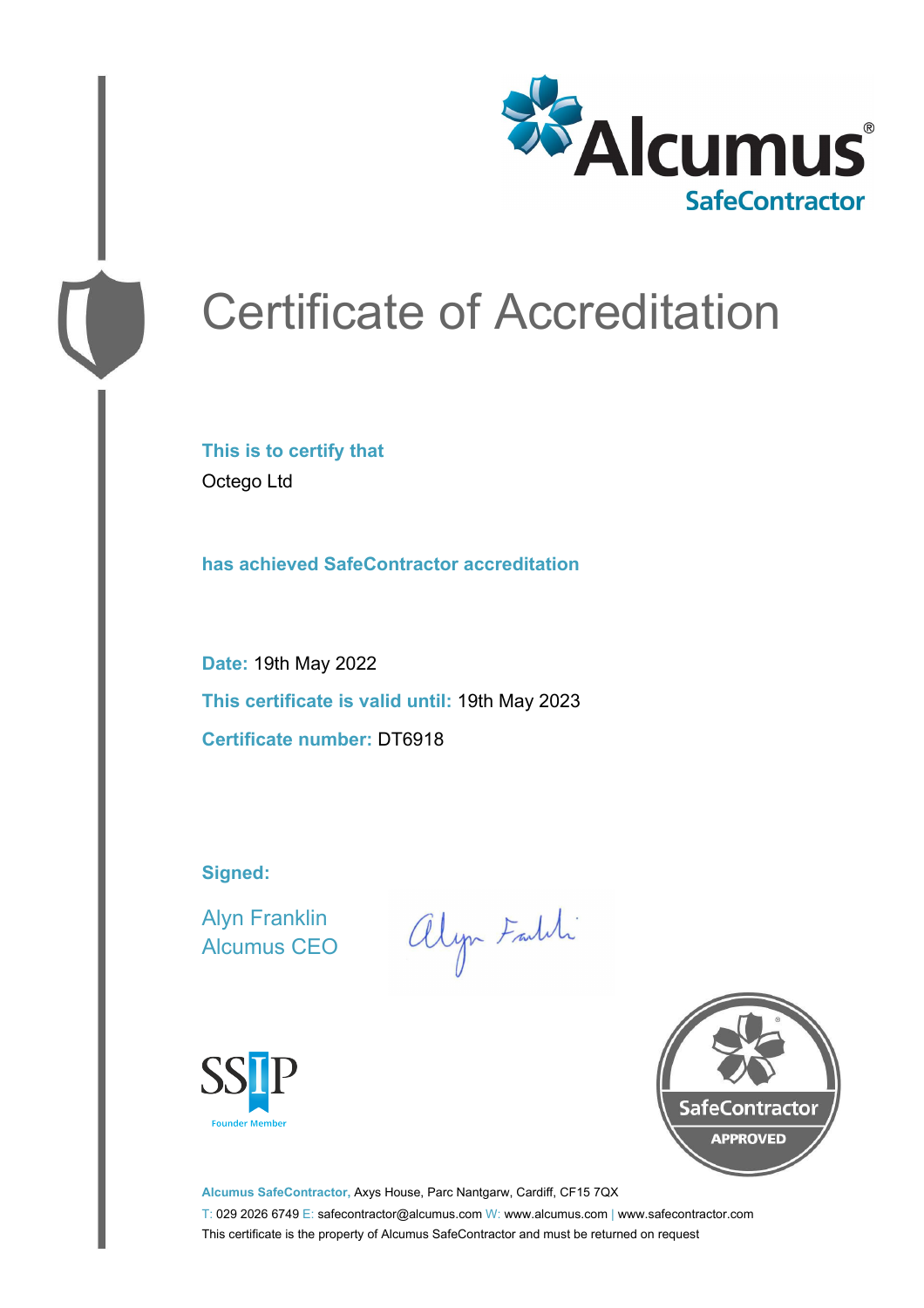# Certificate of Accreditation

**This is to certify that**

Octego Ltd

**has achieved SafeContractor accreditation**

**Date:** 19th May 2022

**This certificate is valid until:** 19th May 2023

**Certificate number:** DT6918

**Signed:**

Alyn Franklin
Alcumus CEO

**Alcumus SafeContractor,** Axys House, Parc Nantgarw, Cardiff, CF15 7QX

T: 029 2026 6749 E: safecontractor@alcumus.com W: www.alcumus.com | www.safecontractor.com

This certificate is the property of Alcumus SafeContractor and must be returned on request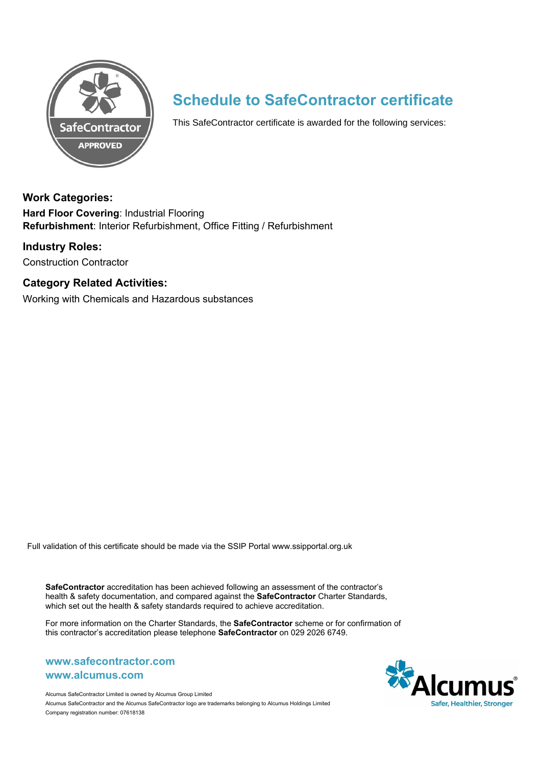# Schedule to SafeContractor certificate

This SafeContractor certificate is awarded for the following services:

### Work Categories:

**Hard Floor Covering**: Industrial Flooring
**Refurbishment**: Interior Refurbishment, Office Fitting / Refurbishment

### Industry Roles:

Construction Contractor

### Category Related Activities:

Working with Chemicals and Hazardous substances

Full validation of this certificate should be made via the SSIP Portal www.ssipportal.org.uk

**SafeContractor** accreditation has been achieved following an assessment of the contractor's health & safety documentation, and compared against the **SafeContractor** Charter Standards, which set out the health & safety standards required to achieve accreditation.

For more information on the Charter Standards, the **SafeContractor** scheme or for confirmation of this contractor's accreditation please telephone **SafeContractor** on 029 2026 6749.

**www.safecontractor.com**
**www.alcumus.com**

Alcumus SafeContractor Limited is owned by Alcumus Group Limited
Alcumus SafeContractor and the Alcumus SafeContractor logo are trademarks belonging to Alcumus Holdings Limited
Company registration number: 07618138